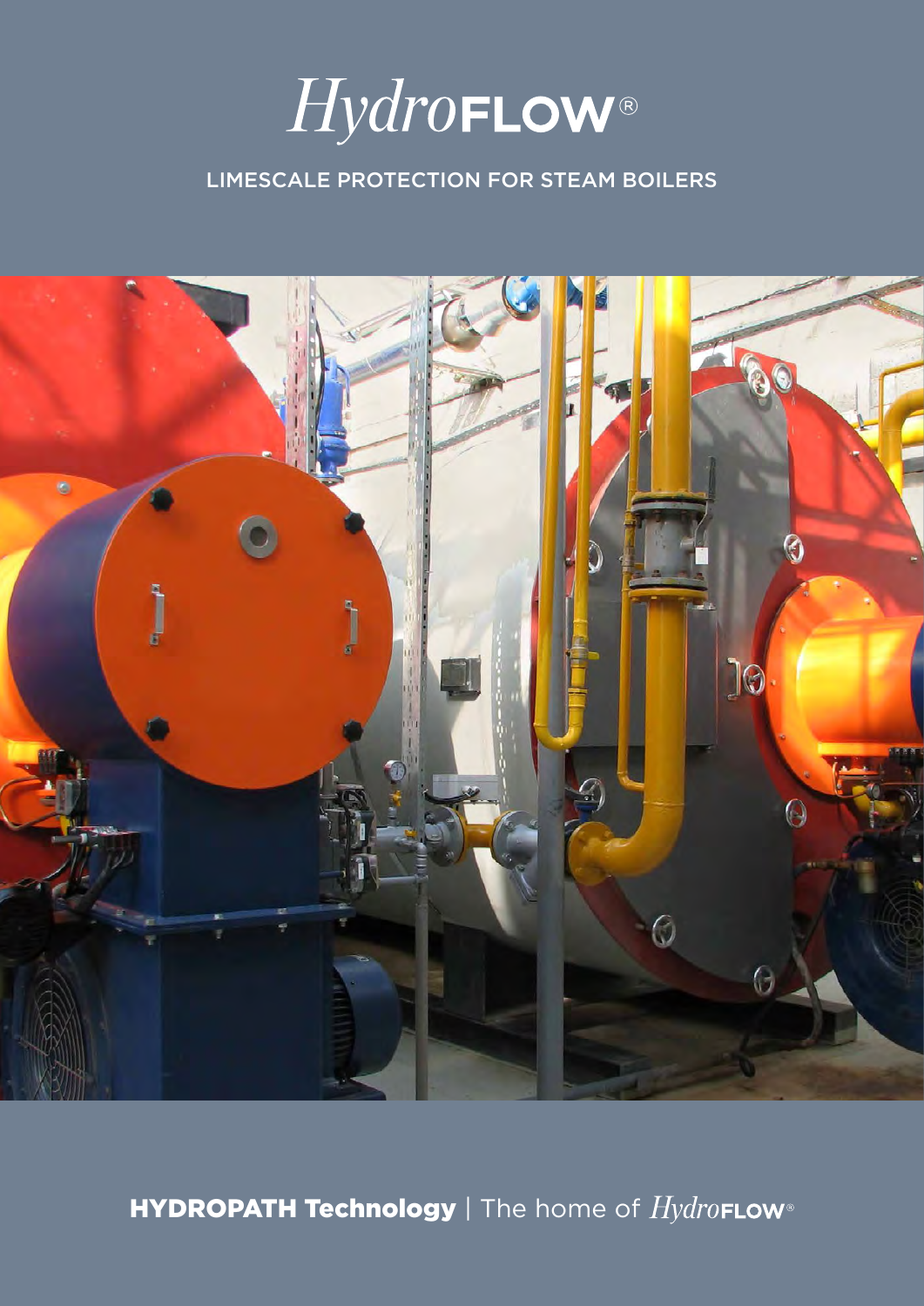# *Hydro*FLOW®

LIMESCALE PROTECTION FOR STEAM BOILERS

**HYDROPATH Technology** | The home of *Hydro*FLOW®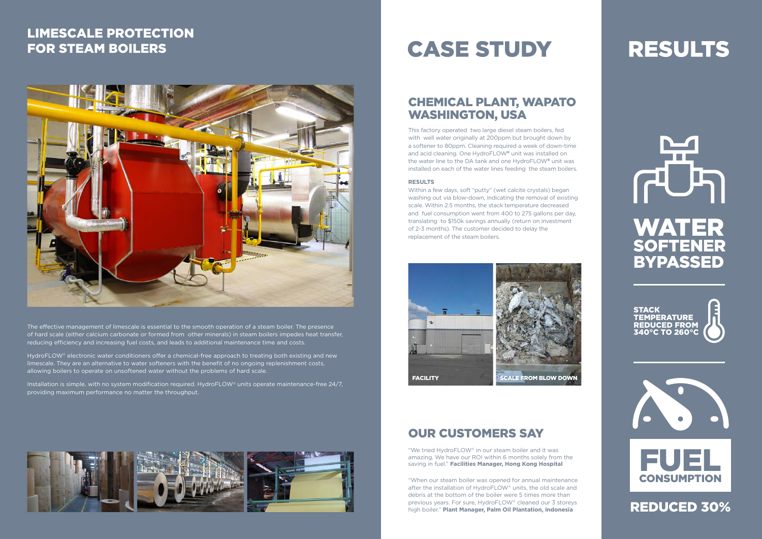## LIMESCALE PROTECTION FOR STEAM BOILERS

The effective management of limescale is essential to the smooth operation of a steam boiler. The presence of hard scale (either calcium carbonate or formed from other minerals) in steam boilers impedes heat transfer, reducing efficiency and increasing fuel costs, and leads to additional maintenance time and costs.

HydroFLOW® electronic water conditioners offer a chemical-free approach to treating both existing and new limescale. They are an alternative to water softeners with the benefit of no ongoing replenishment costs, allowing boilers to operate on unsoftened water without the problems of hard scale.

Installation is simple, with no system modification required. HydroFLOW® units operate maintenance-free 24/7, providing maximum performance no matter the throughput.

# CASE STUDY

## CHEMICAL PLANT, WAPATO WASHINGTON, USA

This factory operated two large diesel steam boilers, fed with well water originally at 200ppm but brought down by a softener to 80ppm. Cleaning required a week of down-time and acid cleaning. One HydroFLOW® unit was installed on the water line to the DA tank and one HydroFLOW® unit was installed on each of the water lines feeding the steam boilers.

**RESULTS**

Within a few days, soft "putty" (wet calcite crystals) began washing out via blow-down, indicating the removal of existing scale. Within 2.5 months, the stack temperature decreased and fuel consumption went from 400 to 275 gallons per day, translating to $150k savings annually (return on investment of 2-3 months). The customer decided to delay the replacement of the steam boilers.

FACILITY

SCALE FROM BLOW DOWN

## OUR CUSTOMERS SAY

"We tried HydroFLOW® in our steam boiler and it was amazing. We have our ROI within 6 months solely from the saving in fuel." **Facilities Manager, Hong Kong Hospital**

"When our steam boiler was opened for annual maintenance after the installation of HydroFLOW® units, the old scale and debris at the bottom of the boiler were 5 times more than previous years. For sure, HydroFLOW® cleaned our 3 storeys high boiler." **Plant Manager, Palm Oil Plantation, Indonesia**

# RESULTS

**WATER SOFTENER BYPASSED**

**STACK TEMPERATURE REDUCED FROM 340°C TO 260°C**

**FUEL CONSUMPTION REDUCED 30%**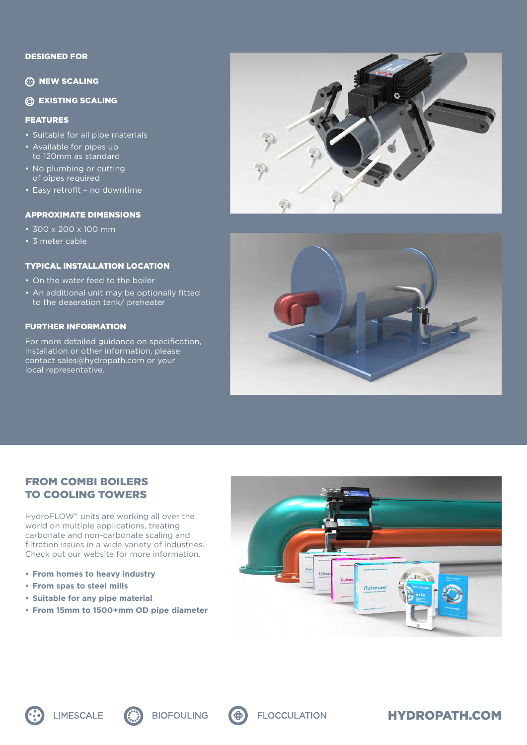## DESIGNED FOR

- NEW SCALING
- EXISTING SCALING

## FEATURES

- Suitable for all pipe materials
- Available for pipes up to 120mm as standard
- No plumbing or cutting of pipes required
- Easy retrofit – no downtime

## APPROXIMATE DIMENSIONS

- 300 x 200 x 100 mm
- 3 meter cable

## TYPICAL INSTALLATION LOCATION

- On the water feed to the boiler
- An additional unit may be optionally fitted to the deaeration tank/ preheater

## FURTHER INFORMATION

For more detailed guidance on specification, installation or other information, please contact sales@hydropath.com or your local representative.

## FROM COMBI BOILERS TO COOLING TOWERS

HydroFLOW® units are working all over the world on multiple applications, treating carbonate and non-carbonate scaling and filtration issues in a wide variety of industries. Check out our website for more information.

- **From homes to heavy industry**
- **From spas to steel mills**
- **Suitable for any pipe material**
- **From 15mm to 1500+mm OD pipe diameter**

LIMESCALE BIOFOULING FLOCCULATION **HYDROPATH.COM**